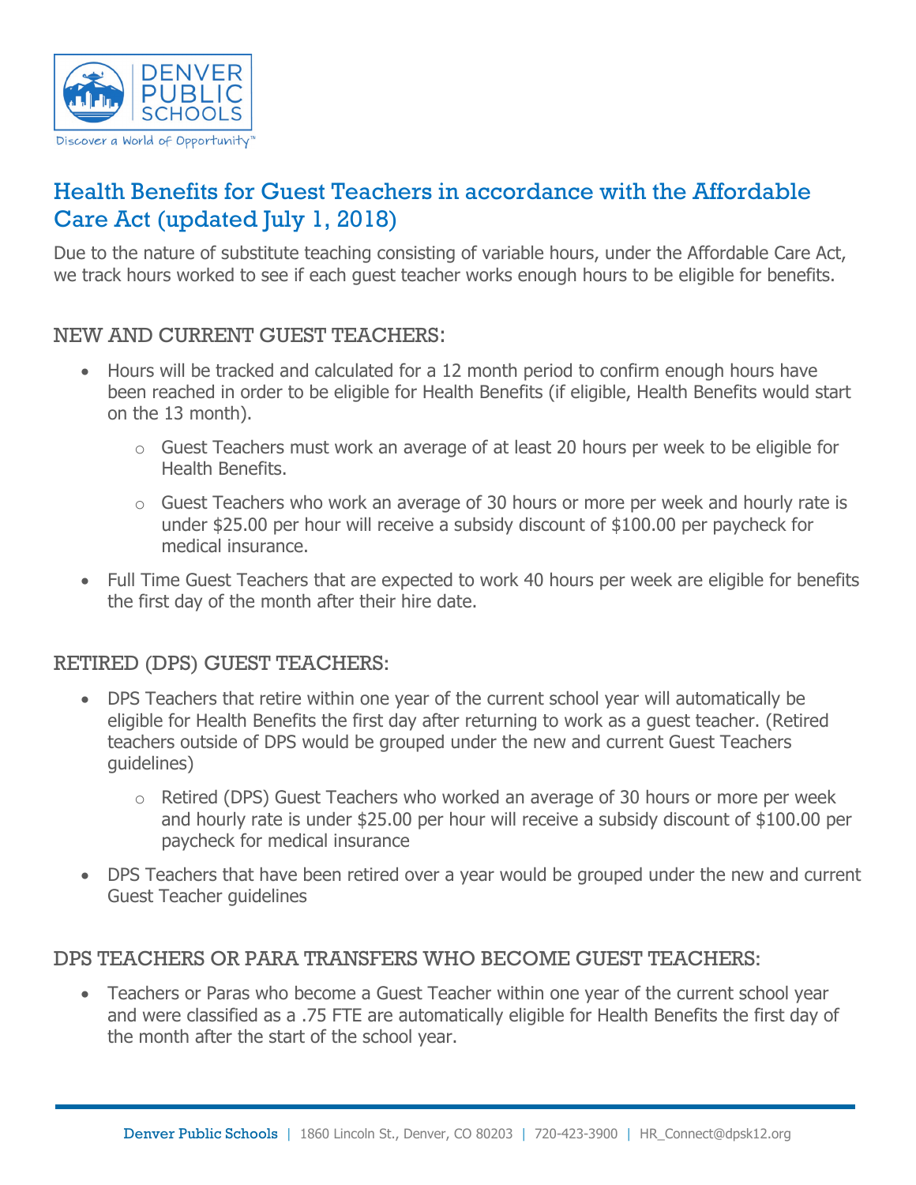# Health Benefits for Guest Teachers in accordance with the Affordable Care Act (updated July 1, 2018)

Due to the nature of substitute teaching consisting of variable hours, under the Affordable Care Act, we track hours worked to see if each guest teacher works enough hours to be eligible for benefits.

## NEW AND CURRENT GUEST TEACHERS:

- Hours will be tracked and calculated for a 12 month period to confirm enough hours have been reached in order to be eligible for Health Benefits (if eligible, Health Benefits would start on the 13 month).
  - Guest Teachers must work an average of at least 20 hours per week to be eligible for Health Benefits.
  - Guest Teachers who work an average of 30 hours or more per week and hourly rate is under $25.00 per hour will receive a subsidy discount of $100.00 per paycheck for medical insurance.
- Full Time Guest Teachers that are expected to work 40 hours per week are eligible for benefits the first day of the month after their hire date.

## RETIRED (DPS) GUEST TEACHERS:

- DPS Teachers that retire within one year of the current school year will automatically be eligible for Health Benefits the first day after returning to work as a guest teacher. (Retired teachers outside of DPS would be grouped under the new and current Guest Teachers guidelines)
  - Retired (DPS) Guest Teachers who worked an average of 30 hours or more per week and hourly rate is under $25.00 per hour will receive a subsidy discount of $100.00 per paycheck for medical insurance
- DPS Teachers that have been retired over a year would be grouped under the new and current Guest Teacher guidelines

## DPS TEACHERS OR PARA TRANSFERS WHO BECOME GUEST TEACHERS:

- Teachers or Paras who become a Guest Teacher within one year of the current school year and were classified as a .75 FTE are automatically eligible for Health Benefits the first day of the month after the start of the school year.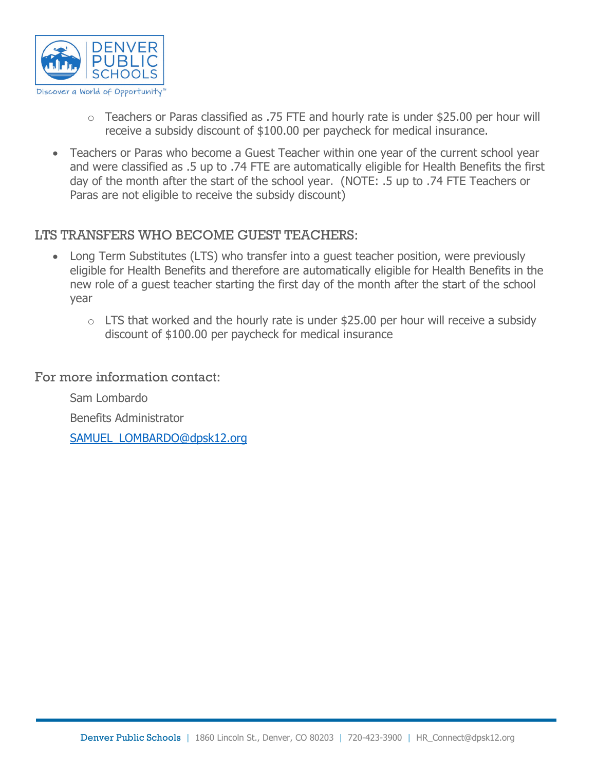- Teachers or Paras classified as .75 FTE and hourly rate is under $25.00 per hour will receive a subsidy discount of $100.00 per paycheck for medical insurance.

- Teachers or Paras who become a Guest Teacher within one year of the current school year and were classified as .5 up to .74 FTE are automatically eligible for Health Benefits the first day of the month after the start of the school year. (NOTE: .5 up to .74 FTE Teachers or Paras are not eligible to receive the subsidy discount)

## LTS TRANSFERS WHO BECOME GUEST TEACHERS:

- Long Term Substitutes (LTS) who transfer into a guest teacher position, were previously eligible for Health Benefits and therefore are automatically eligible for Health Benefits in the new role of a guest teacher starting the first day of the month after the start of the school year
   - LTS that worked and the hourly rate is under $25.00 per hour will receive a subsidy discount of $100.00 per paycheck for medical insurance

## For more information contact:

Sam Lombardo

Benefits Administrator

SAMUEL_LOMBARDO@dpsk12.org